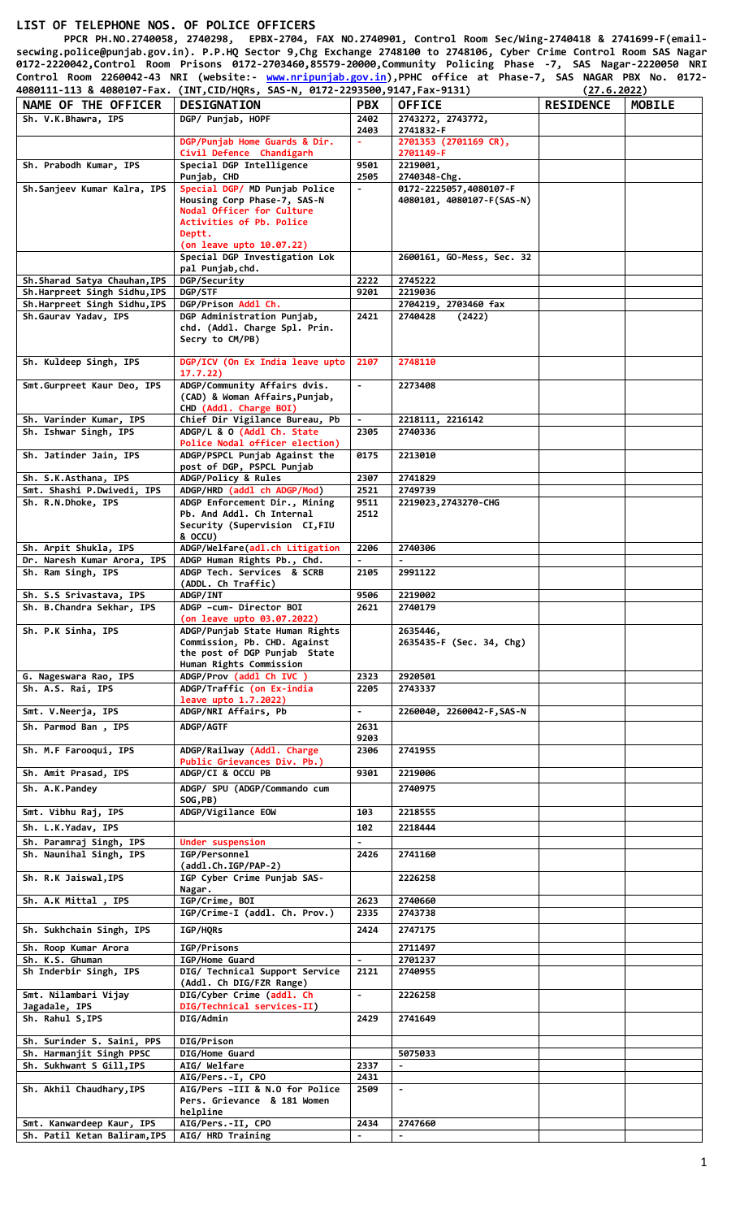# LIST OF TELEPHONE NOS. OF POLICE OFFICERS

PPCR PH.NO.2740058, 2740298, EPBX-2704, FAX NO.2740901, Control Room Sec/Wing-2740418 & 2741699-F(email-secwing.police@punjab.gov.in). P.P.HQ Sector 9,Chg Exchange 2748100 to 2748106, Cyber Crime Control Room SAS Nagar 0172-2220042,Control Room Prisons 0172-2703460,85579-20000,Community Policing Phase -7, SAS Nagar-2220050 NRI Control Room 2260042-43 NRI (website:- www.nripunjab.gov.in),PPHC office at Phase-7, SAS NAGAR PBX No. 0172-4080111-113 & 4080107-Fax. (INT,CID/HQRs, SAS-N, 0172-2293500,9147,Fax-9131) (27.6.2022)

| NAME OF THE OFFICER | DESIGNATION | PBX | OFFICE | RESIDENCE | MOBILE |
|---|---|---|---|---|---|
| Sh. V.K.Bhawra, IPS | DGP/ Punjab, HOPF | 2402 2403 | 2743272, 2743772, 2741832-F | | |
| | DGP/Punjab Home Guards & Dir. Civil Defence Chandigarh | - | 2701353 (2701169 CR), 2701149-F | | |
| Sh. Prabodh Kumar, IPS | Special DGP Intelligence Punjab, CHD | 9501 2505 | 2219001, 2740348-Chg. | | |
| Sh.Sanjeev Kumar Kalra, IPS | Special DGP/ MD Punjab Police Housing Corp Phase-7, SAS-N Nodal Officer for Culture Activities of Pb. Police Deptt. (on leave upto 10.07.22) | - | 0172-2225057,4080107-F 4080101, 4080107-F(SAS-N) | | |
| | Special DGP Investigation Lok pal Punjab,chd. | | 2600161, GO-Mess, Sec. 32 | | |
| Sh.Sharad Satya Chauhan,IPS | DGP/Security | 2222 | 2745222 | | |
| Sh.Harpreet Singh Sidhu,IPS | DGP/STF | 9201 | 2219036 | | |
| Sh.Harpreet Singh Sidhu,IPS | DGP/Prison Addl Ch. | | 2704219, 2703460 fax | | |
| Sh. Gaurav Yadav, IPS | DGP Administration Punjab, chd. (Addl. Charge Spl. Prin. Secry to CM/PB) | 2421 | 2740428 (2422) | | |
| Sh. Kuldeep Singh, IPS | DGP/ICV (On Ex India leave upto 17.7.22) | 2107 | 2748110 | | |
| Smt.Gurpreet Kaur Deo, IPS | ADGP/Community Affairs dvis. (CAD) & Woman Affairs,Punjab, CHD (Addl. Charge BOI) | - | 2273408 | | |
| Sh. Varinder Kumar, IPS | Chief Dir Vigilance Bureau, Pb | - | 2218111, 2216142 | | |
| Sh. Ishwar Singh, IPS | ADGP/L & O (Addl Ch. State Police Nodal officer election) | 2305 | 2740336 | | |
| Sh. Jatinder Jain, IPS | ADGP/PSPCL Punjab Against the post of DGP, PSPCL Punjab | 0175 | 2213010 | | |
| Sh. S.K.Asthana, IPS | ADGP/Policy & Rules | 2307 | 2741829 | | |
| Smt. Shashi P.Dwivedi, IPS | ADGP/HRD (addl ch ADGP/Mod) | 2521 | 2749739 | | |
| Sh. R.N.Dhoke, IPS | ADGP Enforcement Dir., Mining Pb. And Addl. Ch Internal Security (Supervision CI,FIU & OCCU) | 9511 2512 | 2219023,2743270-CHG | | |
| Sh. Arpit Shukla, IPS | ADGP/Welfare(adl.ch Litigation | 2206 | 2740306 | | |
| Dr. Naresh Kumar Arora, IPS | ADGP Human Rights Pb., Chd. | - | - | | |
| Sh. Ram Singh, IPS | ADGP Tech. Services & SCRB (ADDL. Ch Traffic) | 2105 | 2991122 | | |
| Sh. S.S Srivastava, IPS | ADGP/INT | 9506 | 2219002 | | |
| Sh. B.Chandra Sekhar, IPS | ADGP –cum- Director BOI (on leave upto 03.07.2022) | 2621 | 2740179 | | |
| Sh. P.K Sinha, IPS | ADGP/Punjab State Human Rights Commission, Pb. CHD. Against the post of DGP Punjab State Human Rights Commission | | 2635446, 2635435-F (Sec. 34, Chg) | | |
| G. Nageswara Rao, IPS | ADGP/Prov (addl Ch IVC ) | 2323 | 2920501 | | |
| Sh. A.S. Rai, IPS | ADGP/Traffic (on Ex-india leave upto 1.7.2022) | 2205 | 2743337 | | |
| Smt. V.Neerja, IPS | ADGP/NRI Affairs, Pb | - | 2260040, 2260042-F,SAS-N | | |
| Sh. Parmod Ban , IPS | ADGP/AGTF | 2631 9203 | | | |
| Sh. M.F Farooqui, IPS | ADGP/Railway (Addl. Charge Public Grievances Div. Pb.) | 2306 | 2741955 | | |
| Sh. Amit Prasad, IPS | ADGP/CI & OCCU PB | 9301 | 2219006 | | |
| Sh. A.K.Pandey | ADGP/ SPU (ADGP/Commando cum SOG,PB) | | 2740975 | | |
| Smt. Vibhu Raj, IPS | ADGP/Vigilance EOW | 103 | 2218555 | | |
| Sh. L.K.Yadav, IPS | | 102 | 2218444 | | |
| Sh. Paramraj Singh, IPS | Under suspension | - | | | |
| Sh. Naunihal Singh, IPS | IGP/Personnel (addl.Ch.IGP/PAP-2) | 2426 | 2741160 | | |
| Sh. R.K Jaiswal,IPS | IGP Cyber Crime Punjab SAS-Nagar. | | 2226258 | | |
| Sh. A.K Mittal , IPS | IGP/Crime, BOI | 2623 | 2740660 | | |
| | IGP/Crime-I (addl. Ch. Prov.) | 2335 | 2743738 | | |
| Sh. Sukhchain Singh, IPS | IGP/HQRs | 2424 | 2747175 | | |
| Sh. Roop Kumar Arora | IGP/Prisons | | 2711497 | | |
| Sh. K.S. Ghuman | IGP/Home Guard | - | 2701237 | | |
| Sh Inderbir Singh, IPS | DIG/ Technical Support Service (Addl. Ch DIG/FZR Range) | 2121 | 2740955 | | |
| Smt. Nilambari Vijay Jagadale, IPS | DIG/Cyber Crime (addl. Ch DIG/Technical services-II) | - | 2226258 | | |
| Sh. Rahul S,IPS | DIG/Admin | 2429 | 2741649 | | |
| Sh. Surinder S. Saini, PPS | DIG/Prison | | | | |
| Sh. Harmanjit Singh PPSC | DIG/Home Guard | | 5075033 | | |
| Sh. Sukhwant S Gill,IPS | AIG/ Welfare | 2337 | - | | |
| | AIG/Pers.-I, CPO | 2431 | | | |
| Sh. Akhil Chaudhary,IPS | AIG/Pers –III & N.O for Police Pers. Grievance & 181 Women helpline | 2509 | - | | |
| Smt. Kanwardeep Kaur, IPS | AIG/Pers.-II, CPO | 2434 | 2747660 | | |
| Sh. Patil Ketan Baliram,IPS | AIG/ HRD Training | - | - | | |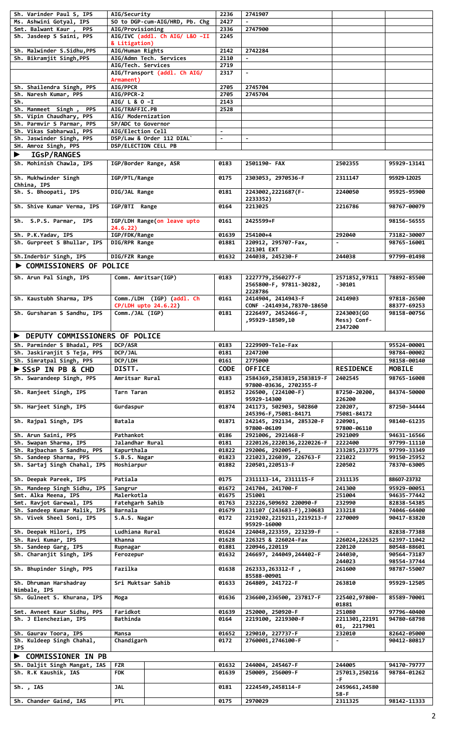| Sh. Varinder Paul S, IPS | AIG/Security | 2236 | 2741907 | | |
|---|---|---|---|---|---|
| Ms. Ashwini Gotyal, IPS | SO to DGP-cum-AIG/HRD, Pb. Chg | 2427 | - | | |
| Smt. Balwant Kaur , PPS | AIG/Provisioning | 2336 | 2747900 | | |
| Sh. Jasdeep S Saini, PPS | AIG/IVC (addl. Ch AIG/ L&O -II & Litigation) | 2245 | | | |
| Sh. Malwinder S.Sidhu,PPS | AIG/Human Rights | 2142 | 2742284 | | |
| Sh. Bikramjit Singh,PPS | AIG/Admn Tech. Services | 2110 | - | | |
| | AIG/Tech. Services | 2719 | | | |
| | AIG/Transport (addl. Ch AIG/ Armament) | 2317 | - | | |
| Sh. Shailendra Singh, PPS | AIG/PPCR | 2705 | 2745704 | | |
| Sh. Naresh Kumar, PPS | AIG/PPCR-2 | 2705 | 2745704 | | |
| Sh. | AIG/ L & O -I | 2143 | | | |
| Sh. Manmeet Singh , PPS | AIG/TRAFFIC.PB | 2528 | | | |
| Sh. Vipin Chaudhary, PPS | AIG/ Modernization | | | | |
| Sh. Parmvir S Parmar, PPS | SP/ADC to Governor | | | | |
| Sh. Vikas Sabharwal, PPS | AIG/Election Cell | - | | | |
| Sh. Jaswinder Singh, PPS | DSP/Law & Order 112 DIAL` | - | - | | |
| SH. Amroz Singh, PPS | DSP/ELECTION CELL PB | | | | |
| **▶ IGsP/RANGES** | | | | | |
| Sh. Mohinish Chawla, IPS | IGP/Border Range, ASR | 0183 | 2501190- FAX | 2502355 | 95929-13141 |
| Sh. Mukhwinder Singh Chhina, IPS | IGP/PTL/Range | 0175 | 2303053, 2970536-F | 2311147 | 95929-12025 |
| Sh. S. Bhoopati, IPS | DIG/JAL Range | 0181 | 2243002,2221687(F-2233352) | 2240050 | 95925-95900 |
| Sh. Shive Kumar Verma, IPS | IGP/BTI Range | 0164 | 2213025 | 2216786 | 98767-00079 |
| Sh. S.P.S. Parmar, IPS | IGP/LDH Range(on leave upto 24.6.22) | 0161 | 2425599+F | | 98156-56555 |
| Sh. P.K.Yadav, IPS | IGP/FDK/Range | 01639 | 254100+4 | 292040 | 73182-30007 |
| Sh. Gurpreet S Bhullar, IPS | DIG/RPR Range | 01881 | 220912, 295707-Fax, 221301 EXT | - | 98765-16001 |
| Sh.Inderbir Singh, IPS | DIG/FZR Range | 01632 | 244038, 245230-F | 244038 | 97799-01498 |
| **▶ COMMISSIONERS OF POLICE** | | | | | |
| Sh. Arun Pal Singh, IPS | Comm. Amritsar(IGP) | 0183 | 2227779,2560277-F 2565800-F, 97811-30282, 2228786 | 2571852,97811 -30101 | 78892-85500 |
| Sh. Kaustubh Sharma, IPS | Comm./LDH (IGP) (addl. Ch CP/LDH upto 24.6.22) | 0161 | 2414904, 2414943-F CONF -2414934,78370-18650 | 2414903 | 97818-26500 88377-69253 |
| Sh. Gursharan S Sandhu, IPS | Comm./JAL (IGP) | 0181 | 2226497, 2452466-F, ,95929-18509,10 | 2243003(GO Mess) Conf-2347200 | 98158-00756 |
| **▶ DEPUTY COMMISSIONERS OF POLICE** | | | | | |
| Sh. Parminder S Bhadal, PPS | DCP/ASR | 0183 | 2229909-Tele-Fax | | 95524-00001 |
| Sh. Jaskiranjit S Teja, PPS | DCP/JAL | 0181 | 2247200 | | 98784-00002 |
| Sh. Simratpal Singh, PPS | DCP/LDH | 0161 | 2775000 | | 98158-00140 |
| **▶ SSsP IN PB & CHD** | **DISTT.** | **CODE** | **OFFICE** | **RESIDENCE** | **MOBILE** |
| Sh. Swarandeep Singh, PPS | Amritsar Rural | 0183 | 2584369,2583819,2583819-F 97800-03636, 2702355-F | 2402545 | 98765-16008 |
| Sh. Ranjeet Singh, IPS | Tarn Taran | 01852 | 226500, (224100-F) 95929-14300 | 87250-20200, 226200 | 84374-50000 |
| Sh. Harjeet Singh, IPS | Gurdaspur | 01874 | 241173, 502903, 502860 245396-F,75081-84171 | 220207, 75081-84172 | 87250-34444 |
| Sh. Rajpal Singh, IPS | Batala | 01871 | 242145, 292134, 285320-F 97800-06109 | 220901, 97800-06110 | 98140-61235 |
| Sh. Arun Saini, PPS | Pathankot | 0186 | 2921006, 2921468-F | 2921009 | 94631-16566 |
| Sh. Swapan Sharma, IPS | Jalandhar Rural | 0181 | 2220126,2220136,2220226-F | 2222400 | 97799-11110 |
| Sh. Rajbachan S Sandhu, PPS | Kapurthala | 01822 | 292006, 292005-F, | 233285,233775 | 97799-33349 |
| Sh. Sandeep Sharma, PPS | S.B.S. Nagar | 01823 | 221023,226039, 226763-F | 221022 | 99150-25952 |
| Sh. Sartaj Singh Chahal, IPS | Hoshiarpur | 01882 | 220501,220513-F | 220502 | 78370-63005 |
| Sh. Deepak Pareek, IPS | Patiala | 0175 | 2311113-14, 2311115-F | 2311135 | 88607-23732 |
| Sh. Mandeep Singh Sidhu, IPS | Sangrur | 01672 | 241704, 241700-F | 241300 | 95929-00051 |
| Smt. Alka Meena, IPS | Malerkotla | 01675 | 251001 | 251004 | 94635-77442 |
| Smt. Ravjot Garewal, IPS | Fatehgarh Sahib | 01763 | 232226,509692 220090-F | 232990 | 82838-54385 |
| Sh. Sandeep Kumar Malik, IPS | Barnala | 01679 | 231107 (243683-F),230683 | 233218 | 74046-64400 |
| Sh. Vivek Sheel Soni, IPS | S.A.S. Nagar | 0172 | 2219202,2219211,2219213-F 95929-16000 | 2270009 | 90417-83820 |
| Sh. Deepak Hilori, IPS | Ludhiana Rural | 01624 | 224048,223359, 223239-F | - | 82838-77388 |
| Sh. Ravi Kumar, IPS | Khanna | 01628 | 226325 & 226024-Fax | 226024,226325 | 62397-11042 |
| Sh. Sandeep Garg, IPS | Rupnagar | 01881 | 220946,220119 | 220120 | 80548-88601 |
| Sh. Charanjit Singh, IPS | Ferozepur | 01632 | 246697, 244049,244402-F | 244030, 244023 | 90564-73187 98554-37744 |
| Sh. Bhupinder Singh, PPS | Fazilka | 01638 | 262333,263312-F , 85588-00901 | 261600 | 98787-55007 |
| Sh. Dhruman Harshadray Nimbale, IPS | Sri Muktsar Sahib | 01633 | 264809, 241722-F | 263810 | 95929-12505 |
| Sh. Gulneet S. Khurana, IPS | Moga | 01636 | 236600,236500, 237817-F | 225402,97800-01881 | 85589-70001 |
| Smt. Avneet Kaur Sidhu, PPS | Faridkot | 01639 | 252000, 250920-F | 251080 | 97796-40400 |
| Sh. J Elenchezian, IPS | Bathinda | 0164 | 2219100, 2219300-F | 2211301,22191 01, 2217901 | 94780-68798 |
| Sh. Gaurav Toora, IPS | Mansa | 01652 | 229010, 227737-F | 232010 | 82642-05000 |
| Sh. Kuldeep Singh Chahal, IPS | Chandigarh | 0172 | 2760001,2746100-F | - | 90412-80817 |
| **▶ COMMISSIONER IN PB** | | | | | |
| Sh. Daljit Singh Mangat, IAS | FZR | 01632 | 244004, 245467-F | 244005 | 94170-79777 |
| Sh. R.K Kaushik, IAS | FDK | 01639 | 250009, 256009-F | 257013,250216 -F | 98784-01262 |
| Sh. , IAS | JAL | 0181 | 2224549,2458114-F | 2459661,24580 58-F | |
| Sh. Chander Gaind, IAS | PTL | 0175 | 2970029 | 2311325 | 98142-11333 |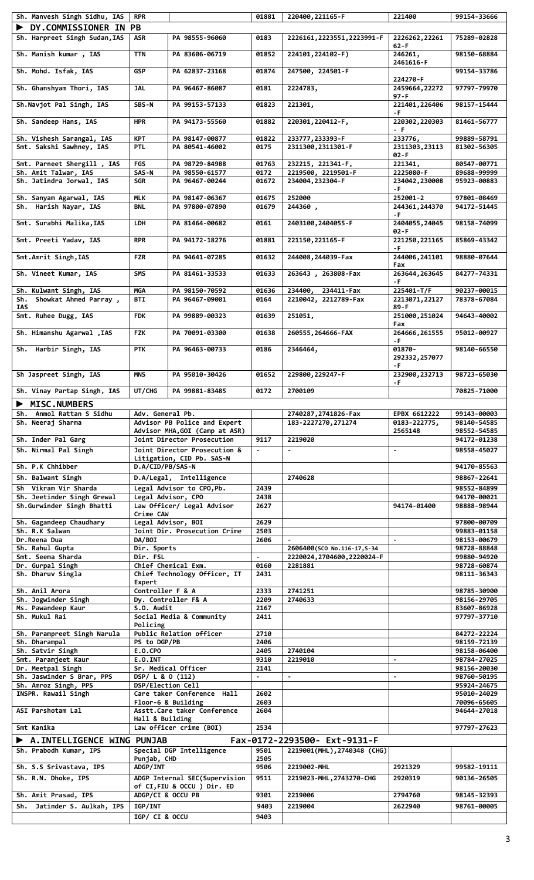| Sh. Manvesh Singh Sidhu, IAS | RPR | | 01881 | 220400,221165-F | 221400 | 99154-33666 |
|---|---|---|---|---|---|---|
| ▶ DY.COMMISSIONER IN PB | | | | | | |
| Sh. Harpreet Singh Sudan,IAS | ASR | PA 98555-96060 | 0183 | 2226161,2223551,2223991-F | 2226262,22261 62-F | 75289-02828 |
| Sh. Manish kumar , IAS | TTN | PA 83606-06719 | 01852 | 224101,224102-F) | 246261, 2461616-F | 98150-68884 |
| Sh. Mohd. Isfak, IAS | GSP | PA 62837-23168 | 01874 | 247500, 224501-F | 224270-F | 99154-33786 |
| Sh. Ghanshyam Thori, IAS | JAL | PA 96467-86087 | 0181 | 2224783, | 2459664,22272 97-F | 97797-79970 |
| Sh.Navjot Pal Singh, IAS | SBS-N | PA 99153-57133 | 01823 | 221301, | 221401,226406 -F | 98157-15444 |
| Sh. Sandeep Hans, IAS | HPR | PA 94173-55560 | 01882 | 220301,220412-F, | 220302,220303 - F | 81461-56777 |
| Sh. Vishesh Sarangal, IAS | KPT | PA 98147-00877 | 01822 | 233777,233393-F | 233776, | 99889-58791 |
| Smt. Sakshi Sawhney, IAS | PTL | PA 80541-46002 | 0175 | 2311300,2311301-F | 2311303,23113 02-F | 81302-56305 |
| Smt. Parneet Shergill , IAS | FGS | PA 98729-84988 | 01763 | 232215, 221341-F, | 221341, | 80547-00771 |
| Sh. Amit Talwar, IAS | SAS-N | PA 98550-61577 | 0172 | 2219500, 2219501-F | 2225080-F | 89688-99999 |
| Sh. Jatindra Jorwal, IAS | SGR | PA 96467-00244 | 01672 | 234004,232304-F | 234042,230008 -F | 95923-00883 |
| Sh. Sanyam Agarwal, IAS | MLK | PA 98147-06367 | 01675 | 252000 | 252001-2 | 97801-08469 |
| Sh. Harish Nayar, IAS | BNL | PA 97800-07890 | 01679 | 244360 , | 244361,244370 -F | 94172-51445 |
| Smt. Surabhi Malika,IAS | LDH | PA 81464-00682 | 0161 | 2403100,2404055-F | 2404055,24045 02-F | 98158-74099 |
| Smt. Preeti Yadav, IAS | RPR | PA 94172-18276 | 01881 | 221150,221165-F | 221250,221165 -F | 85869-43342 |
| Smt.Amrit Singh,IAS | FZR | PA 94641-07285 | 01632 | 244008,244039-Fax | 244006,241101 Fax | 98880-07644 |
| Sh. Vineet Kumar, IAS | SMS | PA 81461-33533 | 01633 | 263643 , 263808-Fax | 263644,263645 -F | 84277-74331 |
| Sh. Kulwant Singh, IAS | MGA | PA 98150-70592 | 01636 | 234400, 234411-Fax | 225401-T/F | 90237-00015 |
| Sh. Showkat Ahmed Parray , IAS | BTI | PA 96467-09001 | 0164 | 2210042, 2212789-Fax | 2213071,22127 89-F | 78378-67084 |
| Smt. Ruhee Dugg, IAS | FDK | PA 99889-00323 | 01639 | 251051, | 251000,251024 Fax | 94643-40002 |
| Sh. Himanshu Agarwal ,IAS | FZK | PA 70091-03300 | 01638 | 260555,264666-FAX | 264666,261555 -F | 95012-00927 |
| Sh. Harbir Singh, IAS | PTK | PA 96463-00733 | 0186 | 2346464, | 01870-292332,257077 -F | 98140-66550 |
| Sh Jaspreet Singh, IAS | MNS | PA 95010-30426 | 01652 | 229800,229247-F | 232900,232713 -F | 98723-65030 |
| Sh. Vinay Partap Singh, IAS | UT/CHG | PA 99881-83485 | 0172 | 2700109 | | 70825-71000 |
| ▶ MISC.NUMBERS | | | | | | |
| Sh. Anmol Rattan S Sidhu | Adv. General Pb. | | | 2740287,2741826-Fax | EPBX 6612222 | 99143-00003 |
| Sh. Neeraj Sharma | Advisor PB Police and Expert Advisor MHA,GOI (Camp at ASR) | | | 183-2227270,271274 | 0183-222775, 2565148 | 98140-54585 98552-54585 |
| Sh. Inder Pal Garg | Joint Director Prosecution | | 9117 | 2219020 | | 94172-01238 |
| Sh. Nirmal Pal Singh | Joint Director Prosecution & Litigation, CID Pb. SAS-N | | - | - | - | 98558-45027 |
| Sh. P.K Chhibber | D.A/CID/PB/SAS-N | | | | | 94170-85563 |
| Sh. Balwant Singh | D.A/Legal, Intelligence | | | 2740628 | | 98867-22641 |
| Sh Vikram Vir Sharda | Legal Advisor to CPO,Pb. | | 2439 | | | 98552-84899 |
| Sh. Jeetinder Singh Grewal | Legal Advisor, CPO | | 2438 | | | 94170-00021 |
| Sh.Gurwinder Singh Bhatti | Law Officer/ Legal Advisor Crime CAW | | 2627 | | 94174-01400 | 98888-98944 |
| Sh. Gagandeep Chaudhary | Legal Advisor, BOI | | 2629 | | | 97800-00709 |
| Sh. R.K Salwan | Joint Dir. Prosecution Crime | | 2503 | | | 99883-01158 |
| Dr.Reena Dua | DA/BOI | | 2606 | - | - | 98153-00679 |
| Sh. Rahul Gupta | Dir. Sports | | | 2606400(SCO No.116-17,S-34 | | 98728-88848 |
| Smt. Seema Sharda | Dir. FSL | | - | 2220024,2704600,2220024-F | | 99880-94920 |
| Dr. Gurpal Singh | Chief Chemical Exm. | | 0160 | 2281881 | | 98728-60874 |
| Sh. Dharuv Singla | Chief Technology Officer, IT Expert | | 2431 | | | 98111-36343 |
| Sh. Anil Arora | Controller F & A | | 2333 | 2741251 | | 98785-30900 |
| Sh. Jogwinder Singh | Dy. Controller F& A | | 2209 | 2740633 | | 98156-29705 |
| Ms. Pawandeep Kaur | S.O. Audit | | 2167 | | | 83607-86928 |
| Sh. Mukul Rai | Social Media & Community Policing | | 2411 | | | 97797-37710 |
| Sh. Parampreet Singh Narula | Public Relation officer | | 2710 | | | 84272-22224 |
| Sh. Dharampal | PS to DGP/PB | | 2406 | | | 98159-72139 |
| Sh. Satvir Singh | E.O.CPO | | 2405 | 2740104 | | 98158-06400 |
| Smt. Paramjeet Kaur | E.O.INT | | 9310 | 2219010 | - | 98784-27025 |
| Dr. Meetpal Singh | Sr. Medical Officer | | 2141 | | | 98156-20030 |
| Sh. Jaswinder S Brar, PPS | DSP/ L & O (112) | | - | - | - | 98760-50195 |
| Sh. Amroz Singh, PPS | DSP/Election Cell | | | | | 95924-24675 |
| INSPR. Rawail Singh | Care taker Conference Hall Floor-6 & Building | | 2602 2603 | | | 95010-24029 70096-65605 |
| ASI Parshotam Lal | Asstt.Care taker Conference Hall & Building | | 2604 | | | 94644-27018 |
| Smt Kanika | Law officer crime (BOI) | | 2534 | | | 97797-27623 |
| ▶ A.INTELLIGENCE WING PUNJAB | | | Fax-0172-2293500- Ext-9131-F | | | |
| Sh. Prabodh Kumar, IPS | Special DGP Intelligence Punjab, CHD | | 9501 2505 | 2219001(MHL),2740348 (CHG) | | |
| Sh. S.S Srivastava, IPS | ADGP/INT | | 9506 | 2219002-MHL | 2921329 | 99582-19111 |
| Sh. R.N. Dhoke, IPS | ADGP Internal SEC(Supervision of CI,FIU & OCCU ) Dir. ED | | 9511 | 2219023-MHL,2743270-CHG | 2920319 | 90136-26505 |
| Sh. Amit Prasad, IPS | ADGP/CI & OCCU PB | | 9301 | 2219006 | 2794760 | 98145-32393 |
| Sh. Jatinder S. Aulkah, IPS | IGP/INT | | 9403 | 2219004 | 2622940 | 98761-00005 |
| | IGP/ CI & OCCU | | 9403 | | | |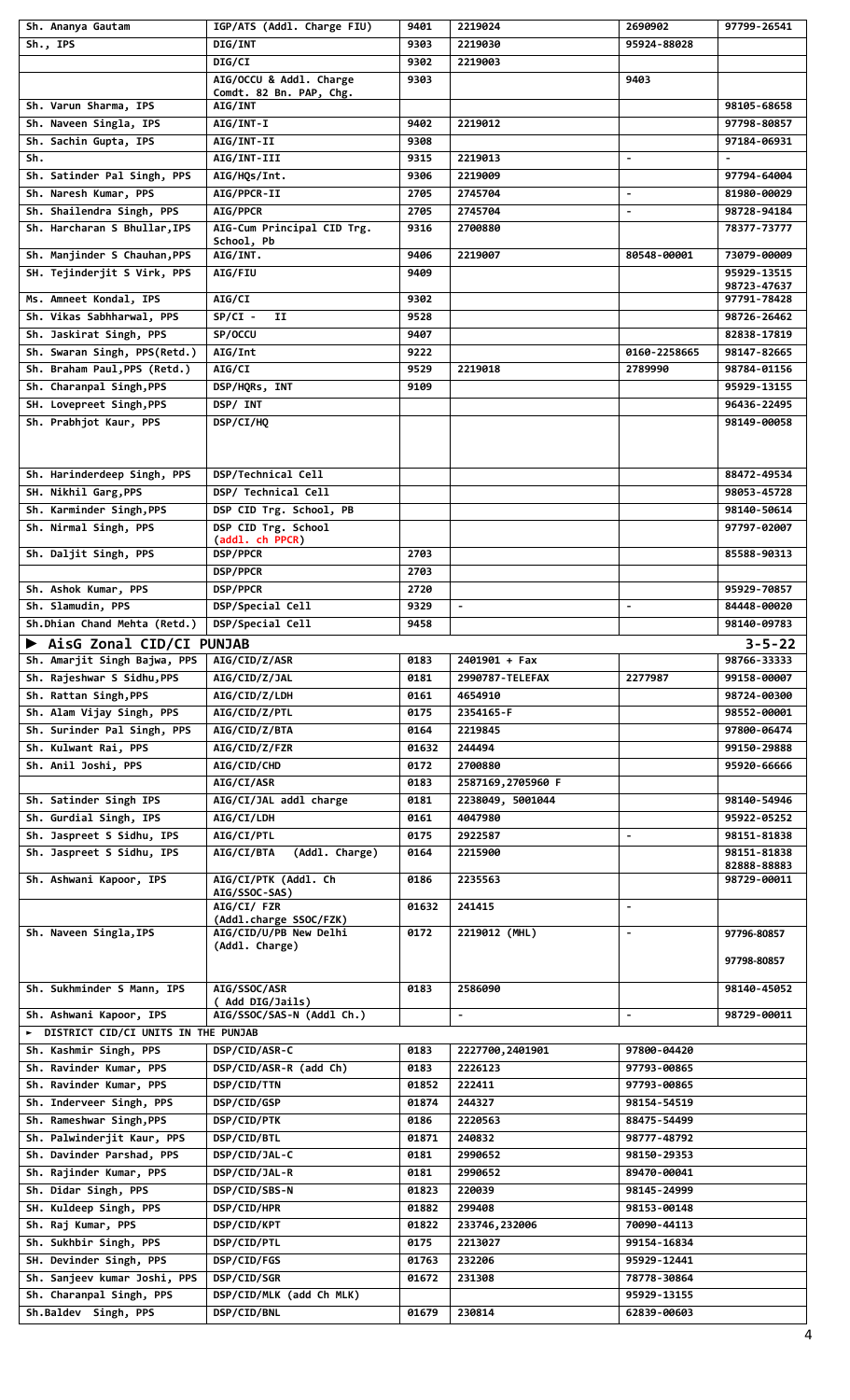| | | | | | |
|---|---|---|---|---|---|
| Sh. Ananya Gautam | IGP/ATS (Addl. Charge FIU) | 9401 | 2219024 | 2690902 | 97799-26541 |
| Sh., IPS | DIG/INT | 9303 | 2219030 | 95924-88028 | |
| | DIG/CI | 9302 | 2219003 | | |
| | AIG/OCCU & Addl. Charge Comdt. 82 Bn. PAP, Chg. | 9303 | | 9403 | |
| Sh. Varun Sharma, IPS | AIG/INT | | | | 98105-68658 |
| Sh. Naveen Singla, IPS | AIG/INT-I | 9402 | 2219012 | | 97798-80857 |
| Sh. Sachin Gupta, IPS | AIG/INT-II | 9308 | | | 97184-06931 |
| Sh. | AIG/INT-III | 9315 | 2219013 | - | - |
| Sh. Satinder Pal Singh, PPS | AIG/HQs/Int. | 9306 | 2219009 | | 97794-64004 |
| Sh. Naresh Kumar, PPS | AIG/PPCR-II | 2705 | 2745704 | - | 81980-00029 |
| Sh. Shailendra Singh, PPS | AIG/PPCR | 2705 | 2745704 | - | 98728-94184 |
| Sh. Harcharan S Bhullar,IPS | AIG-Cum Principal CID Trg. School, Pb | 9316 | 2700880 | | 78377-73777 |
| Sh. Manjinder S Chauhan,PPS | AIG/INT. | 9406 | 2219007 | 80548-00001 | 73079-00009 |
| SH. Tejinderjit S Virk, PPS | AIG/FIU | 9409 | | | 95929-13515 98723-47637 |
| Ms. Amneet Kondal, IPS | AIG/CI | 9302 | | | 97791-78428 |
| Sh. Vikas Sabhharwal, PPS | SP/CI - II | 9528 | | | 98726-26462 |
| Sh. Jaskirat Singh, PPS | SP/OCCU | 9407 | | | 82838-17819 |
| Sh. Swaran Singh, PPS(Retd.) | AIG/Int | 9222 | | 0160-2258665 | 98147-82665 |
| Sh. Braham Paul,PPS (Retd.) | AIG/CI | 9529 | 2219018 | 2789990 | 98784-01156 |
| Sh. Charanpal Singh,PPS | DSP/HQRs, INT | 9109 | | | 95929-13155 |
| SH. Lovepreet Singh,PPS | DSP/ INT | | | | 96436-22495 |
| Sh. Prabhjot Kaur, PPS | DSP/CI/HQ | | | | 98149-00058 |
| Sh. Harinderdeep Singh, PPS | DSP/Technical Cell | | | | 88472-49534 |
| SH. Nikhil Garg,PPS | DSP/ Technical Cell | | | | 98053-45728 |
| Sh. Karminder Singh,PPS | DSP CID Trg. School, PB | | | | 98140-50614 |
| Sh. Nirmal Singh, PPS | DSP CID Trg. School (addl. ch PPCR) | | | | 97797-02007 |
| Sh. Daljit Singh, PPS | DSP/PPCR | 2703 | | | 85588-90313 |
| | DSP/PPCR | 2703 | | | |
| Sh. Ashok Kumar, PPS | DSP/PPCR | 2720 | | | 95929-70857 |
| Sh. Slamudin, PPS | DSP/Special Cell | 9329 | - | - | 84448-00020 |
| Sh.Dhian Chand Mehta (Retd.) | DSP/Special Cell | 9458 | | | 98140-09783 |
| **▶ AisG Zonal CID/CI PUNJAB** | | | | | **3-5-22** |
| Sh. Amarjit Singh Bajwa, PPS | AIG/CID/Z/ASR | 0183 | 2401901 + Fax | | 98766-33333 |
| Sh. Rajeshwar S Sidhu,PPS | AIG/CID/Z/JAL | 0181 | 2990787-TELEFAX | 2277987 | 99158-00007 |
| Sh. Rattan Singh,PPS | AIG/CID/Z/LDH | 0161 | 4654910 | | 98724-00300 |
| Sh. Alam Vijay Singh, PPS | AIG/CID/Z/PTL | 0175 | 2354165-F | | 98552-00001 |
| Sh. Surinder Pal Singh, PPS | AIG/CID/Z/BTA | 0164 | 2219845 | | 97800-06474 |
| Sh. Kulwant Rai, PPS | AIG/CID/Z/FZR | 01632 | 244494 | | 99150-29888 |
| Sh. Anil Joshi, PPS | AIG/CID/CHD | 0172 | 2700880 | | 95920-66666 |
| | AIG/CI/ASR | 0183 | 2587169,2705960 F | | |
| Sh. Satinder Singh IPS | AIG/CI/JAL addl charge | 0181 | 2238049, 5001044 | | 98140-54946 |
| Sh. Gurdial Singh, IPS | AIG/CI/LDH | 0161 | 4047980 | | 95922-05252 |
| Sh. Jaspreet S Sidhu, IPS | AIG/CI/PTL | 0175 | 2922587 | - | 98151-81838 |
| Sh. Jaspreet S Sidhu, IPS | AIG/CI/BTA (Addl. Charge) | 0164 | 2215900 | | 98151-81838 82888-88883 |
| Sh. Ashwani Kapoor, IPS | AIG/CI/PTK (Addl. Ch AIG/SSOC-SAS) | 0186 | 2235563 | | 98729-00011 |
| | AIG/CI/ FZR (Addl.charge SSOC/FZK) | 01632 | 241415 | - | |
| Sh. Naveen Singla,IPS | AIG/CID/U/PB New Delhi (Addl. Charge) | 0172 | 2219012 (MHL) | - | 97796-80857 97798-80857 |
| Sh. Sukhminder S Mann, IPS | AIG/SSOC/ASR ( Add DIG/Jails) | 0183 | 2586090 | | 98140-45052 |
| Sh. Ashwani Kapoor, IPS | AIG/SSOC/SAS-N (Addl Ch.) | | - | - | 98729-00011 |
| **► DISTRICT CID/CI UNITS IN THE PUNJAB** | | | | | |
| Sh. Kashmir Singh, PPS | DSP/CID/ASR-C | 0183 | 2227700,2401901 | 97800-04420 | |
| Sh. Ravinder Kumar, PPS | DSP/CID/ASR-R (add Ch) | 0183 | 2226123 | 97793-00865 | |
| Sh. Ravinder Kumar, PPS | DSP/CID/TTN | 01852 | 222411 | 97793-00865 | |
| Sh. Inderveer Singh, PPS | DSP/CID/GSP | 01874 | 244327 | 98154-54519 | |
| Sh. Rameshwar Singh,PPS | DSP/CID/PTK | 0186 | 2220563 | 88475-54499 | |
| Sh. Palwinderjit Kaur, PPS | DSP/CID/BTL | 01871 | 240832 | 98777-48792 | |
| Sh. Davinder Parshad, PPS | DSP/CID/JAL-C | 0181 | 2990652 | 98150-29353 | |
| Sh. Rajinder Kumar, PPS | DSP/CID/JAL-R | 0181 | 2990652 | 89470-00041 | |
| Sh. Didar Singh, PPS | DSP/CID/SBS-N | 01823 | 220039 | 98145-24999 | |
| SH. Kuldeep Singh, PPS | DSP/CID/HPR | 01882 | 299408 | 98153-00148 | |
| Sh. Raj Kumar, PPS | DSP/CID/KPT | 01822 | 233746,232006 | 70090-44113 | |
| Sh. Sukhbir Singh, PPS | DSP/CID/PTL | 0175 | 2213027 | 99154-16834 | |
| SH. Devinder Singh, PPS | DSP/CID/FGS | 01763 | 232206 | 95929-12441 | |
| Sh. Sanjeev kumar Joshi, PPS | DSP/CID/SGR | 01672 | 231308 | 78778-30864 | |
| Sh. Charanpal Singh, PPS | DSP/CID/MLK (add Ch MLK) | | | 95929-13155 | |
| Sh.Baldev Singh, PPS | DSP/CID/BNL | 01679 | 230814 | 62839-00603 | |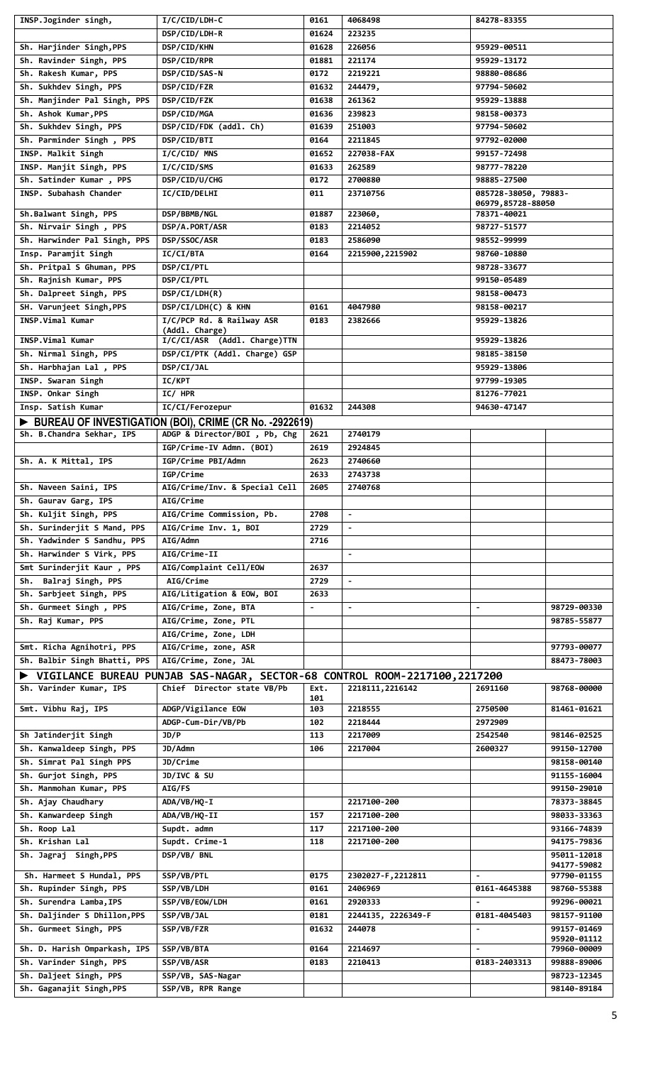| | | | | | |
|---|---|---|---|---|---|
| INSP.Joginder singh, | I/C/CID/LDH-C | 0161 | 4068498 | 84278-83355 | |
| | DSP/CID/LDH-R | 01624 | 223235 | | |
| Sh. Harjinder Singh,PPS | DSP/CID/KHN | 01628 | 226056 | 95929-00511 | |
| Sh. Ravinder Singh, PPS | DSP/CID/RPR | 01881 | 221174 | 95929-13172 | |
| Sh. Rakesh Kumar, PPS | DSP/CID/SAS-N | 0172 | 2219221 | 98880-08686 | |
| Sh. Sukhdev Singh, PPS | DSP/CID/FZR | 01632 | 244479, | 97794-50602 | |
| Sh. Manjinder Pal Singh, PPS | DSP/CID/FZK | 01638 | 261362 | 95929-13888 | |
| Sh. Ashok Kumar,PPS | DSP/CID/MGA | 01636 | 239823 | 98158-00373 | |
| Sh. Sukhdev Singh, PPS | DSP/CID/FDK (addl. Ch) | 01639 | 251003 | 97794-50602 | |
| Sh. Parminder Singh , PPS | DSP/CID/BTI | 0164 | 2211845 | 97792-02000 | |
| INSP. Malkit Singh | I/C/CID/ MNS | 01652 | 227038-FAX | 99157-72498 | |
| INSP. Manjit Singh, PPS | I/C/CID/SMS | 01633 | 262589 | 98777-78220 | |
| Sh. Satinder Kumar , PPS | DSP/CID/U/CHG | 0172 | 2700880 | 98885-27500 | |
| INSP. Subahash Chander | IC/CID/DELHI | 011 | 23710756 | 085728-38050, 79883-06979,85728-88050 | |
| Sh.Balwant Singh, PPS | DSP/BBMB/NGL | 01887 | 223060, | 78371-40021 | |
| Sh. Nirvair Singh , PPS | DSP/A.PORT/ASR | 0183 | 2214052 | 98727-51577 | |
| Sh. Harwinder Pal Singh, PPS | DSP/SSOC/ASR | 0183 | 2586090 | 98552-99999 | |
| Insp. Paramjit Singh | IC/CI/BTA | 0164 | 2215900,2215902 | 98760-10880 | |
| Sh. Pritpal S Ghuman, PPS | DSP/CI/PTL | | | 98728-33677 | |
| Sh. Rajnish Kumar, PPS | DSP/CI/PTL | | | 99150-05489 | |
| Sh. Dalpreet Singh, PPS | DSP/CI/LDH(R) | | | 98158-00473 | |
| SH. Varunjeet Singh,PPS | DSP/CI/LDH(C) & KHN | 0161 | 4047980 | 98158-00217 | |
| INSP.Vimal Kumar | I/C/PCP Rd. & Railway ASR (Addl. Charge) | 0183 | 2382666 | 95929-13826 | |
| INSP.Vimal Kumar | I/C/CI/ASR (Addl. Charge)TTN | | | 95929-13826 | |
| Sh. Nirmal Singh, PPS | DSP/CI/PTK (Addl. Charge) GSP | | | 98185-38150 | |
| Sh. Harbhajan Lal , PPS | DSP/CI/JAL | | | 95929-13806 | |
| INSP. Swaran Singh | IC/KPT | | | 97799-19305 | |
| INSP. Onkar Singh | IC/ HPR | | | 81276-77021 | |
| Insp. Satish Kumar | IC/CI/Ferozepur | 01632 | 244308 | 94630-47147 | |
| ▶ **BUREAU OF INVESTIGATION (BOI), CRIME (CR No. -2922619)** | | | | | |
| Sh. B.Chandra Sekhar, IPS | ADGP & Director/BOI , Pb, Chg | 2621 | 2740179 | | |
| | IGP/Crime-IV Admn. (BOI) | 2619 | 2924845 | | |
| Sh. A. K Mittal, IPS | IGP/Crime PBI/Admn | 2623 | 2740660 | | |
| | IGP/Crime | 2633 | 2743738 | | |
| Sh. Naveen Saini, IPS | AIG/Crime/Inv. & Special Cell | 2605 | 2740768 | | |
| Sh. Gaurav Garg, IPS | AIG/Crime | | | | |
| Sh. Kuljit Singh, PPS | AIG/Crime Commission, Pb. | 2708 | - | | |
| Sh. Surinderjit S Mand, PPS | AIG/Crime Inv. 1, BOI | 2729 | - | | |
| Sh. Yadwinder S Sandhu, PPS | AIG/Admn | 2716 | | | |
| Sh. Harwinder S Virk, PPS | AIG/Crime-II | | - | | |
| Smt Surinderjit Kaur , PPS | AIG/Complaint Cell/EOW | 2637 | | | |
| Sh. Balraj Singh, PPS | AIG/Crime | 2729 | - | | |
| Sh. Sarbjeet Singh, PPS | AIG/Litigation & EOW, BOI | 2633 | | | |
| Sh. Gurmeet Singh , PPS | AIG/Crime, Zone, BTA | - | - | - | 98729-00330 |
| Sh. Raj Kumar, PPS | AIG/Crime, Zone, PTL | | | | 98785-55877 |
| | AIG/Crime, Zone, LDH | | | | |
| Smt. Richa Agnihotri, PPS | AIG/Crime, zone, ASR | | | | 97793-00077 |
| Sh. Balbir Singh Bhatti, PPS | AIG/Crime, Zone, JAL | | | | 88473-78003 |
| ▶ **VIGILANCE BUREAU PUNJAB SAS-NAGAR, SECTOR-68 CONTROL ROOM-2217100,2217200** | | | | | |
| Sh. Varinder Kumar, IPS | Chief Director state VB/Pb | Ext. 101 | 2218111,2216142 | 2691160 | 98768-00000 |
| Smt. Vibhu Raj, IPS | ADGP/Vigilance EOW | 103 | 2218555 | 2750500 | 81461-01621 |
| | ADGP-Cum-Dir/VB/Pb | 102 | 2218444 | 2972909 | |
| Sh Jatinderjit Singh | JD/P | 113 | 2217009 | 2542540 | 98146-02525 |
| Sh. Kanwaldeep Singh, PPS | JD/Admn | 106 | 2217004 | 2600327 | 99150-12700 |
| Sh. Simrat Pal Singh PPS | JD/Crime | | | | 98158-00140 |
| Sh. Gurjot Singh, PPS | JD/IVC & SU | | | | 91155-16004 |
| Sh. Manmohan Kumar, PPS | AIG/FS | | | | 99150-29010 |
| Sh. Ajay Chaudhary | ADA/VB/HQ-I | | 2217100-200 | | 78373-38845 |
| Sh. Kanwardeep Singh | ADA/VB/HQ-II | 157 | 2217100-200 | | 98033-33363 |
| Sh. Roop Lal | Supdt. admn | 117 | 2217100-200 | | 93166-74839 |
| Sh. Krishan Lal | Supdt. Crime-1 | 118 | 2217100-200 | | 94175-79836 |
| Sh. Jagraj Singh,PPS | DSP/VB/ BNL | | | | 95011-12018 94177-59082 |
| Sh. Harmeet S Hundal, PPS | SSP/VB/PTL | 0175 | 2302027-F,2212811 | - | 97790-01155 |
| Sh. Rupinder Singh, PPS | SSP/VB/LDH | 0161 | 2406969 | 0161-4645388 | 98760-55388 |
| Sh. Surendra Lamba,IPS | SSP/VB/EOW/LDH | 0161 | 2920333 | - | 99296-00021 |
| Sh. Daljinder S Dhillon,PPS | SSP/VB/JAL | 0181 | 2244135, 2226349-F | 0181-4045403 | 98157-91100 |
| Sh. Gurmeet Singh, PPS | SSP/VB/FZR | 01632 | 244078 | - | 99157-01469 95920-01112 |
| Sh. D. Harish Omparkash, IPS | SSP/VB/BTA | 0164 | 2214697 | - | 79960-00009 |
| Sh. Varinder Singh, PPS | SSP/VB/ASR | 0183 | 2210413 | 0183-2403313 | 99888-89006 |
| Sh. Daljeet Singh, PPS | SSP/VB, SAS-Nagar | | | | 98723-12345 |
| Sh. Gaganajit Singh,PPS | SSP/VB, RPR Range | | | | 98140-89184 |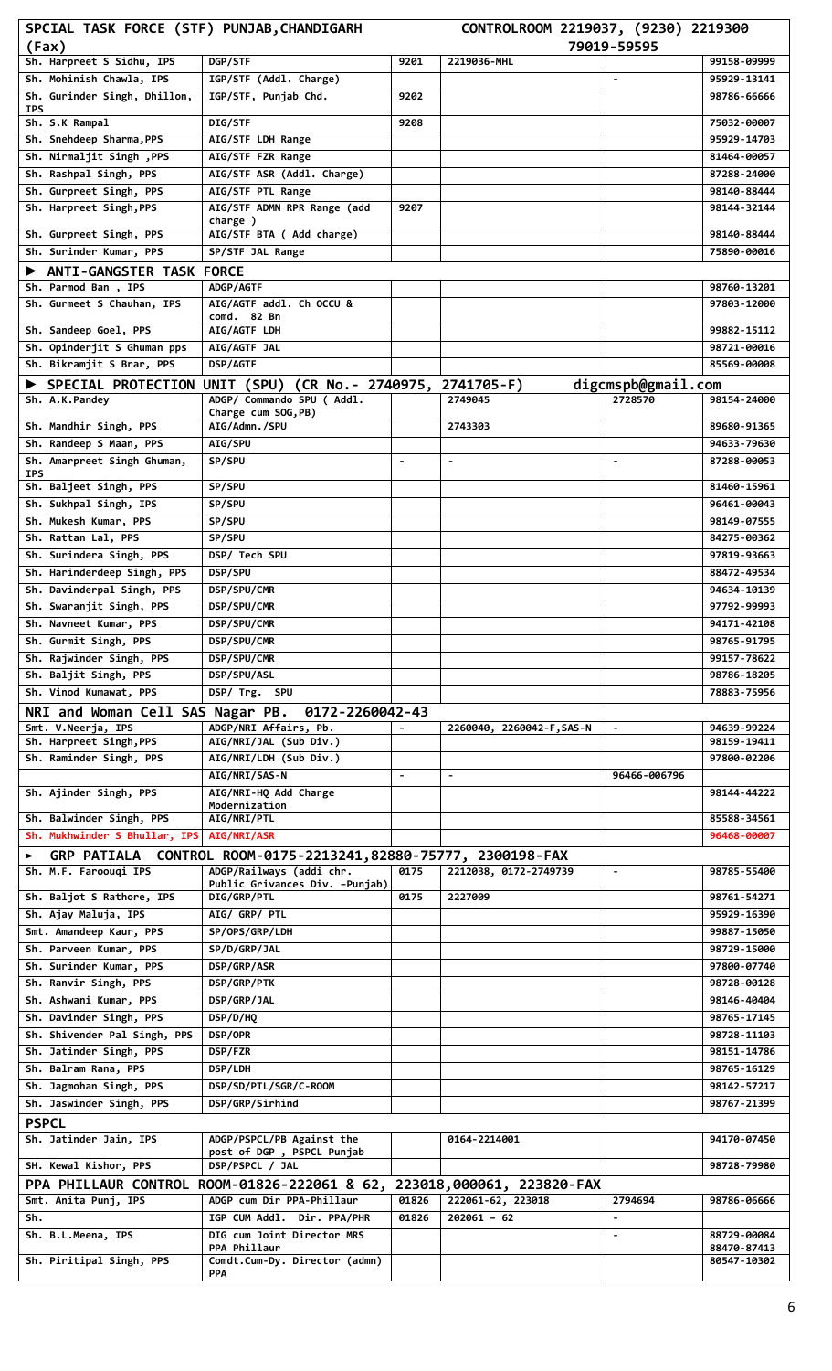| SPCIAL TASK FORCE (STF) PUNJAB,CHANDIGARH (Fax) | | CONTROLROOM 2219037, (9230) 2219300 | 79019-59595 | | |
|---|---|---|---|---|---|
| Sh. Harpreet S Sidhu, IPS | DGP/STF | 9201 | 2219036-MHL | | 99158-09999 |
| Sh. Mohinish Chawla, IPS | IGP/STF (Addl. Charge) | | | - | 95929-13141 |
| Sh. Gurinder Singh, Dhillon, IPS | IGP/STF, Punjab Chd. | 9202 | | | 98786-66666 |
| Sh. S.K Rampal | DIG/STF | 9208 | | | 75032-00007 |
| Sh. Snehdeep Sharma,PPS | AIG/STF LDH Range | | | | 95929-14703 |
| Sh. Nirmaljit Singh ,PPS | AIG/STF FZR Range | | | | 81464-00057 |
| Sh. Rashpal Singh, PPS | AIG/STF ASR (Addl. Charge) | | | | 87288-24000 |
| Sh. Gurpreet Singh, PPS | AIG/STF PTL Range | | | | 98140-88444 |
| Sh. Harpreet Singh,PPS | AIG/STF ADMN RPR Range (add charge ) | 9207 | | | 98144-32144 |
| Sh. Gurpreet Singh, PPS | AIG/STF BTA ( Add charge) | | | | 98140-88444 |
| Sh. Surinder Kumar, PPS | SP/STF JAL Range | | | | 75890-00016 |
| ► ANTI-GANGSTER TASK FORCE | | | | | |
| Sh. Parmod Ban , IPS | ADGP/AGTF | | | | 98760-13201 |
| Sh. Gurmeet S Chauhan, IPS | AIG/AGTF addl. Ch OCCU & comd. 82 Bn | | | | 97803-12000 |
| Sh. Sandeep Goel, PPS | AIG/AGTF LDH | | | | 99882-15112 |
| Sh. Opinderjit S Ghuman pps | AIG/AGTF JAL | | | | 98721-00016 |
| Sh. Bikramjit S Brar, PPS | DSP/AGTF | | | | 85569-00008 |
| ► SPECIAL PROTECTION UNIT (SPU) (CR No.- 2740975, 2741705-F) | | | | digcmspb@gmail.com | |
| Sh. A.K.Pandey | ADGP/ Commando SPU ( Addl. Charge cum SOG,PB) | | 2749045 | 2728570 | 98154-24000 |
| Sh. Mandhir Singh, PPS | AIG/Admn./SPU | | 2743303 | | 89680-91365 |
| Sh. Randeep S Maan, PPS | AIG/SPU | | | | 94633-79630 |
| Sh. Amarpreet Singh Ghuman, IPS | SP/SPU | - | - | - | 87288-00053 |
| Sh. Baljeet Singh, PPS | SP/SPU | | | | 81460-15961 |
| Sh. Sukhpal Singh, IPS | SP/SPU | | | | 96461-00043 |
| Sh. Mukesh Kumar, PPS | SP/SPU | | | | 98149-07555 |
| Sh. Rattan Lal, PPS | SP/SPU | | | | 84275-00362 |
| Sh. Surindera Singh, PPS | DSP/ Tech SPU | | | | 97819-93663 |
| Sh. Harinderdeep Singh, PPS | DSP/SPU | | | | 88472-49534 |
| Sh. Davinderpal Singh, PPS | DSP/SPU/CMR | | | | 94634-10139 |
| Sh. Swaranjit Singh, PPS | DSP/SPU/CMR | | | | 97792-99993 |
| Sh. Navneet Kumar, PPS | DSP/SPU/CMR | | | | 94171-42108 |
| Sh. Gurmit Singh, PPS | DSP/SPU/CMR | | | | 98765-91795 |
| Sh. Rajwinder Singh, PPS | DSP/SPU/CMR | | | | 99157-78622 |
| Sh. Baljit Singh, PPS | DSP/SPU/ASL | | | | 98786-18205 |
| Sh. Vinod Kumawat, PPS | DSP/ Trg. SPU | | | | 78883-75956 |
| NRI and Woman Cell SAS Nagar PB. 0172-2260042-43 | | | | | |
| Smt. V.Neerja, IPS | ADGP/NRI Affairs, Pb. | - | 2260040, 2260042-F,SAS-N | - | 94639-99224 |
| Sh. Harpreet Singh,PPS | AIG/NRI/JAL (Sub Div.) | | | | 98159-19411 |
| Sh. Raminder Singh, PPS | AIG/NRI/LDH (Sub Div.) | | | | 97800-02206 |
| | AIG/NRI/SAS-N | - | - | 96466-006796 | |
| Sh. Ajinder Singh, PPS | AIG/NRI-HQ Add Charge Modernization | | | | 98144-44222 |
| Sh. Balwinder Singh, PPS | AIG/NRI/PTL | | | | 85588-34561 |
| Sh. Mukhwinder S Bhullar, IPS | AIG/NRI/ASR | | | | 96468-00007 |
| ► GRP PATIALA CONTROL ROOM-0175-2213241,82880-75777, 2300198-FAX | | | | | |
| Sh. M.F. Farouqi IPS | ADGP/Railways (addi chr. Public Grivances Div. -Punjab) | 0175 | 2212038, 0172-2749739 | - | 98785-55400 |
| Sh. Baljot S Rathore, IPS | DIG/GRP/PTL | 0175 | 2227009 | | 98761-54271 |
| Sh. Ajay Maluja, IPS | AIG/ GRP/ PTL | | | | 95929-16390 |
| Smt. Amandeep Kaur, PPS | SP/OPS/GRP/LDH | | | | 99887-15050 |
| Sh. Parveen Kumar, PPS | SP/D/GRP/JAL | | | | 98729-15000 |
| Sh. Surinder Kumar, PPS | DSP/GRP/ASR | | | | 97800-07740 |
| Sh. Ranvir Singh, PPS | DSP/GRP/PTK | | | | 98728-00128 |
| Sh. Ashwani Kumar, PPS | DSP/GRP/JAL | | | | 98146-40404 |
| Sh. Davinder Singh, PPS | DSP/D/HQ | | | | 98765-17145 |
| Sh. Shivender Pal Singh, PPS | DSP/OPR | | | | 98728-11103 |
| Sh. Jatinder Singh, PPS | DSP/FZR | | | | 98151-14786 |
| Sh. Balram Rana, PPS | DSP/LDH | | | | 98765-16129 |
| Sh. Jagmohan Singh, PPS | DSP/SD/PTL/SGR/C-ROOM | | | | 98142-57217 |
| Sh. Jaswinder Singh, PPS | DSP/GRP/Sirhind | | | | 98767-21399 |
| PSPCL | | | | | |
| Sh. Jatinder Jain, IPS | ADGP/PSPCL/PB Against the post of DGP , PSPCL Punjab | | 0164-2214001 | | 94170-07450 |
| SH. Kewal Kishor, PPS | DSP/PSPCL / JAL | | | | 98728-79980 |
| PPA PHILLAUR CONTROL ROOM-01826-222061 & 62, 223018,000061, 223820-FAX | | | | | |
| Smt. Anita Punj, IPS | ADGP cum Dir PPA-Phillaur | 01826 | 222061-62, 223018 | 2794694 | 98786-06666 |
| Sh. | IGP CUM Addl. Dir. PPA/PHR | 01826 | 202061 - 62 | - | |
| Sh. B.L.Meena, IPS | DIG cum Joint Director MRS PPA Phillaur | | | - | 88729-00084 88470-87413 |
| Sh. Piritipal Singh, PPS | Comdt.Cum-Dy. Director (admn) PPA | | | | 80547-10302 |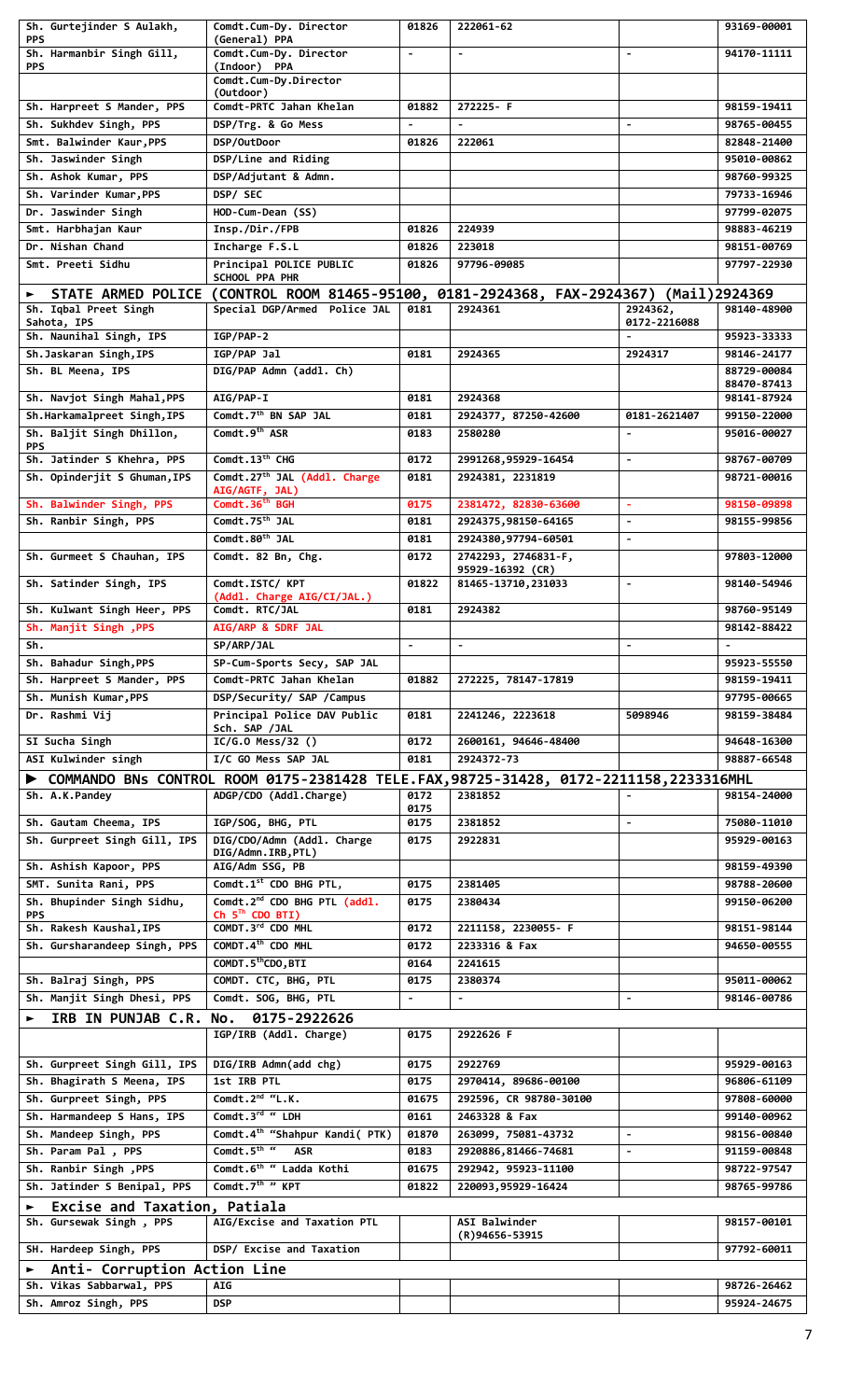| | | | | | |
|---|---|---|---|---|---|
| Sh. Gurtejinder S Aulakh, PPS | Comdt.Cum-Dy. Director (General) PPA | 01826 | 222061-62 | | 93169-00001 |
| Sh. Harmanbir Singh Gill, PPS | Comdt.Cum-Dy. Director (Indoor) PPA | - | - | - | 94170-11111 |
| | Comdt.Cum-Dy.Director (Outdoor) | | | | |
| Sh. Harpreet S Mander, PPS | Comdt-PRTC Jahan Khelan | 01882 | 272225- F | | 98159-19411 |
| Sh. Sukhdev Singh, PPS | DSP/Trg. & Go Mess | - | - | - | 98765-00455 |
| Smt. Balwinder Kaur,PPS | DSP/OutDoor | 01826 | 222061 | | 82848-21400 |
| Sh. Jaswinder Singh | DSP/Line and Riding | | | | 95010-00862 |
| Sh. Ashok Kumar, PPS | DSP/Adjutant & Admn. | | | | 98760-99325 |
| Sh. Varinder Kumar,PPS | DSP/ SEC | | | | 79733-16946 |
| Dr. Jaswinder Singh | HOD-Cum-Dean (SS) | | | | 97799-02075 |
| Smt. Harbhajan Kaur | Insp./Dir./FPB | 01826 | 224939 | | 98883-46219 |
| Dr. Nishan Chand | Incharge F.S.L | 01826 | 223018 | | 98151-00769 |
| Smt. Preeti Sidhu | Principal POLICE PUBLIC SCHOOL PPA PHR | 01826 | 97796-09085 | | 97797-22930 |
| **► STATE ARMED POLICE (CONTROL ROOM 81465-95100, 0181-2924368, FAX-2924367) (Mail)2924369** | | | | | |
| Sh. Iqbal Preet Singh Sahota, IPS | Special DGP/Armed Police JAL | 0181 | 2924361 | 2924362, 0172-2216088 | 98140-48900 |
| Sh. Naunihal Singh, IPS | IGP/PAP-2 | | | - | 95923-33333 |
| Sh.Jaskaran Singh,IPS | IGP/PAP Jal | 0181 | 2924365 | 2924317 | 98146-24177 |
| Sh. BL Meena, IPS | DIG/PAP Admn (addl. Ch) | | | | 88729-00084 88470-87413 |
| Sh. Navjot Singh Mahal,PPS | AIG/PAP-I | 0181 | 2924368 | | 98141-87924 |
| Sh.Harkamalpreet Singh,IPS | Comdt.7th BN SAP JAL | 0181 | 2924377, 87250-42600 | 0181-2621407 | 99150-22000 |
| Sh. Baljit Singh Dhillon, PPS | Comdt.9th ASR | 0183 | 2580280 | - | 95016-00027 |
| Sh. Jatinder S Khehra, PPS | Comdt.13th CHG | 0172 | 2991268,95929-16454 | - | 98767-00709 |
| Sh. Opinderjit S Ghuman,IPS | Comdt.27th JAL (Addl. Charge AIG/AGTF, JAL) | 0181 | 2924381, 2231819 | | 98721-00016 |
| Sh. Balwinder Singh, PPS | Comdt.36th BGH | 0175 | 2381472, 82830-63600 | - | 98150-09898 |
| Sh. Ranbir Singh, PPS | Comdt.75th JAL | 0181 | 2924375,98150-64165 | - | 98155-99856 |
| | Comdt.80th JAL | 0181 | 2924380,97794-60501 | - | |
| Sh. Gurmeet S Chauhan, IPS | Comdt. 82 Bn, Chg. | 0172 | 2742293, 2746831-F, 95929-16392 (CR) | | 97803-12000 |
| Sh. Satinder Singh, IPS | Comdt.ISTC/ KPT (Addl. Charge AIG/CI/JAL.) | 01822 | 81465-13710,231033 | - | 98140-54946 |
| Sh. Kulwant Singh Heer, PPS | Comdt. RTC/JAL | 0181 | 2924382 | | 98760-95149 |
| Sh. Manjit Singh ,PPS | AIG/ARP & SDRF JAL | | | | 98142-88422 |
| Sh. | SP/ARP/JAL | - | - | - | - |
| Sh. Bahadur Singh,PPS | SP-Cum-Sports Secy, SAP JAL | | | | 95923-55550 |
| Sh. Harpreet S Mander, PPS | Comdt-PRTC Jahan Khelan | 01882 | 272225, 78147-17819 | | 98159-19411 |
| Sh. Munish Kumar,PPS | DSP/Security/ SAP /Campus | | | | 97795-00665 |
| Dr. Rashmi Vij | Principal Police DAV Public Sch. SAP /JAL | 0181 | 2241246, 2223618 | 5098946 | 98159-38484 |
| SI Sucha Singh | IC/G.O Mess/32 () | 0172 | 2600161, 94646-48400 | | 94648-16300 |
| ASI Kulwinder singh | I/C GO Mess SAP JAL | 0181 | 2924372-73 | | 98887-66548 |
| **► COMMANDO BNs CONTROL ROOM 0175-2381428 TELE.FAX,98725-31428, 0172-2211158,2233316MHL** | | | | | |
| Sh. A.K.Pandey | ADGP/CDO (Addl.Charge) | 0172 0175 | 2381852 | - | 98154-24000 |
| Sh. Gautam Cheema, IPS | IGP/SOG, BHG, PTL | 0175 | 2381852 | - | 75080-11010 |
| Sh. Gurpreet Singh Gill, IPS | DIG/CDO/Admn (Addl. Charge DIG/Admn.IRB,PTL) | 0175 | 2922831 | | 95929-00163 |
| Sh. Ashish Kapoor, PPS | AIG/Adm SSG, PB | | | | 98159-49390 |
| SMT. Sunita Rani, PPS | Comdt.1st CDO BHG PTL, | 0175 | 2381405 | | 98788-20600 |
| Sh. Bhupinder Singh Sidhu, PPS | Comdt.2nd CDO BHG PTL (addl. Ch 5Th CDO BTI) | 0175 | 2380434 | | 99150-06200 |
| Sh. Rakesh Kaushal,IPS | COMDT.3rd CDO MHL | 0172 | 2211158, 2230055- F | | 98151-98144 |
| Sh. Gursharandeep Singh, PPS | COMDT.4th CDO MHL | 0172 | 2233316 & Fax | | 94650-00555 |
| | COMDT.5thCDO,BTI | 0164 | 2241615 | | |
| Sh. Balraj Singh, PPS | COMDT. CTC, BHG, PTL | 0175 | 2380374 | | 95011-00062 |
| Sh. Manjit Singh Dhesi, PPS | Comdt. SOG, BHG, PTL | - | - | - | 98146-00786 |
| **► IRB IN PUNJAB C.R. No. 0175-2922626** | | | | | |
| | IGP/IRB (Addl. Charge) | 0175 | 2922626 F | | |
| Sh. Gurpreet Singh Gill, IPS | DIG/IRB Admn(add chg) | 0175 | 2922769 | | 95929-00163 |
| Sh. Bhagirath S Meena, IPS | 1st IRB PTL | 0175 | 2970414, 89686-00100 | | 96806-61109 |
| Sh. Gurpreet Singh, PPS | Comdt.2nd "L.K. | 01675 | 292596, CR 98780-30100 | | 97808-60000 |
| Sh. Harmandeep S Hans, IPS | Comdt.3rd " LDH | 0161 | 2463328 & Fax | | 99140-00962 |
| Sh. Mandeep Singh, PPS | Comdt.4th "Shahpur Kandi( PTK) | 01870 | 263099, 75081-43732 | - | 98156-00840 |
| Sh. Param Pal , PPS | Comdt.5th " ASR | 0183 | 2920886,81466-74681 | - | 91159-00848 |
| Sh. Ranbir Singh ,PPS | Comdt.6th " Ladda Kothi | 01675 | 292942, 95923-11100 | | 98722-97547 |
| Sh. Jatinder S Benipal, PPS | Comdt.7th " KPT | 01822 | 220093,95929-16424 | | 98765-99786 |
| **► Excise and Taxation, Patiala** | | | | | |
| Sh. Gursewak Singh , PPS | AIG/Excise and Taxation PTL | | ASI Balwinder (R)94656-53915 | | 98157-00101 |
| SH. Hardeep Singh, PPS | DSP/ Excise and Taxation | | | | 97792-60011 |
| **► Anti- Corruption Action Line** | | | | | |
| Sh. Vikas Sabbarwal, PPS | AIG | | | | 98726-26462 |
| Sh. Amroz Singh, PPS | DSP | | | | 95924-24675 |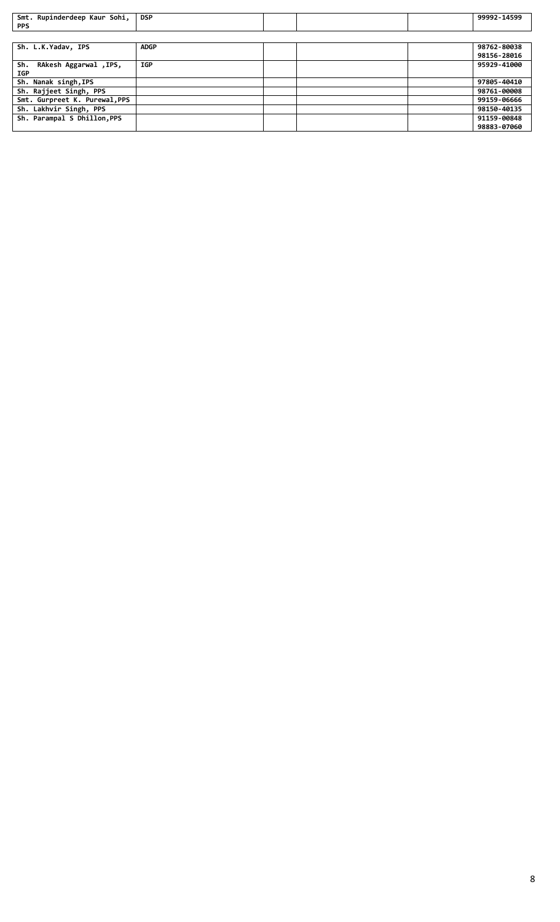| | | | | | |
|---|---|---|---|---|---|
| Smt. Rupinderdeep Kaur Sohi, PPS | DSP | | | | 99992-14599 |

| | | | | | |
|---|---|---|---|---|---|
| Sh. L.K.Yadav, IPS | ADGP | | | | 98762-80038<br>98156-28016 |
| Sh. RAkesh Aggarwal ,IPS, IGP | IGP | | | | 95929-41000 |
| Sh. Nanak singh,IPS | | | | | 97805-40410 |
| Sh. Rajjeet Singh, PPS | | | | | 98761-00008 |
| Smt. Gurpreet K. Purewal,PPS | | | | | 99159-06666 |
| Sh. Lakhvir Singh, PPS | | | | | 98150-40135 |
| Sh. Parampal S Dhillon,PPS | | | | | 91159-00848<br>98883-07060 |